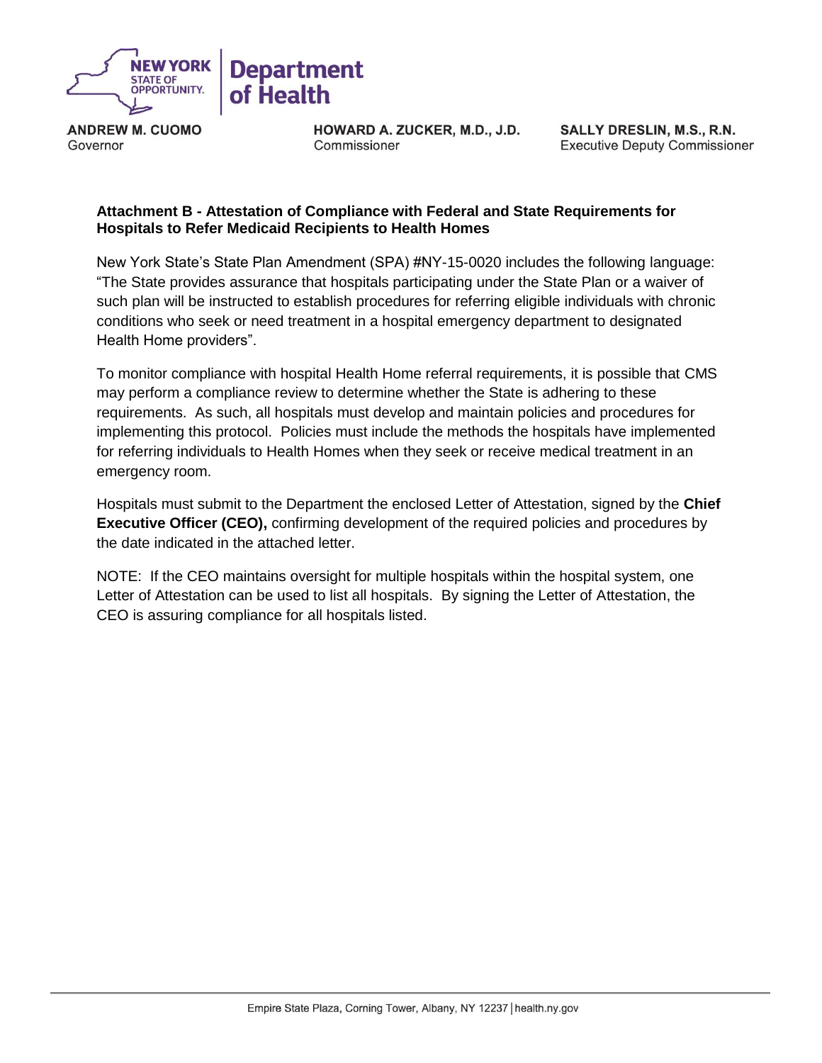NEW YORK STATE OF OPPORTUNITY. | Department of Health

**ANDREW M. CUOMO**
Governor

**HOWARD A. ZUCKER, M.D., J.D.**
Commissioner

**SALLY DRESLIN, M.S., R.N.**
Executive Deputy Commissioner

**Attachment B - Attestation of Compliance with Federal and State Requirements for Hospitals to Refer Medicaid Recipients to Health Homes**

New York State's State Plan Amendment (SPA) #NY-15-0020 includes the following language: "The State provides assurance that hospitals participating under the State Plan or a waiver of such plan will be instructed to establish procedures for referring eligible individuals with chronic conditions who seek or need treatment in a hospital emergency department to designated Health Home providers".

To monitor compliance with hospital Health Home referral requirements, it is possible that CMS may perform a compliance review to determine whether the State is adhering to these requirements. As such, all hospitals must develop and maintain policies and procedures for implementing this protocol. Policies must include the methods the hospitals have implemented for referring individuals to Health Homes when they seek or receive medical treatment in an emergency room.

Hospitals must submit to the Department the enclosed Letter of Attestation, signed by the **Chief Executive Officer (CEO),** confirming development of the required policies and procedures by the date indicated in the attached letter.

NOTE: If the CEO maintains oversight for multiple hospitals within the hospital system, one Letter of Attestation can be used to list all hospitals. By signing the Letter of Attestation, the CEO is assuring compliance for all hospitals listed.

Empire State Plaza, Corning Tower, Albany, NY 12237 | health.ny.gov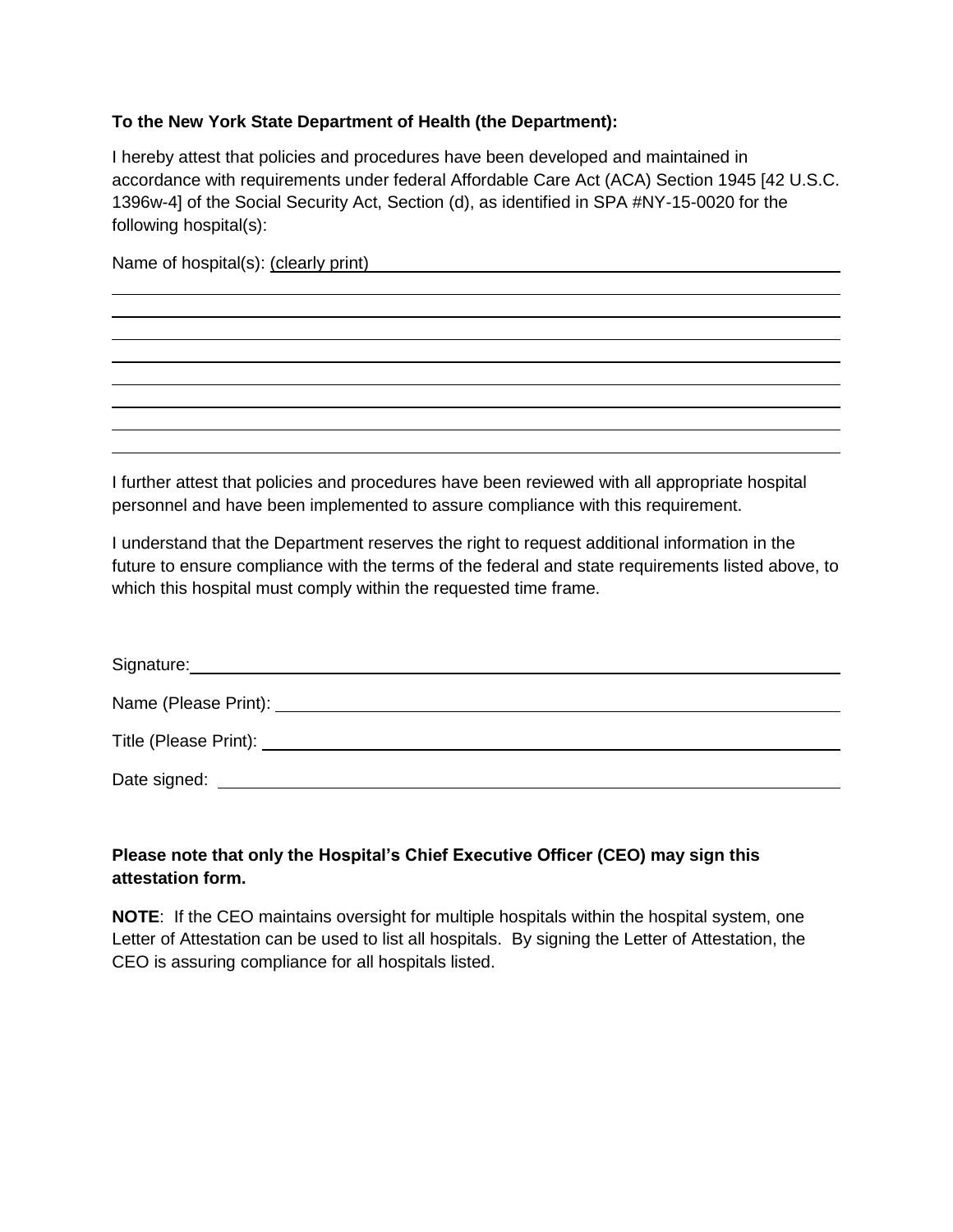**To the New York State Department of Health (the Department):**

I hereby attest that policies and procedures have been developed and maintained in accordance with requirements under federal Affordable Care Act (ACA) Section 1945 [42 U.S.C. 1396w-4] of the Social Security Act, Section (d), as identified in SPA #NY-15-0020 for the following hospital(s):

Name of hospital(s): (clearly print) ______________________________________________

______________________________________________________________________________

______________________________________________________________________________

______________________________________________________________________________

______________________________________________________________________________

______________________________________________________________________________

______________________________________________________________________________

______________________________________________________________________________

______________________________________________________________________________

I further attest that policies and procedures have been reviewed with all appropriate hospital personnel and have been implemented to assure compliance with this requirement.

I understand that the Department reserves the right to request additional information in the future to ensure compliance with the terms of the federal and state requirements listed above, to which this hospital must comply within the requested time frame.

Signature: ____________________________________________________________________

Name (Please Print): ____________________________________________________________

Title (Please Print): _____________________________________________________________

Date signed: __________________________________________________________________

**Please note that only the Hospital's Chief Executive Officer (CEO) may sign this attestation form.**

**NOTE**: If the CEO maintains oversight for multiple hospitals within the hospital system, one Letter of Attestation can be used to list all hospitals. By signing the Letter of Attestation, the CEO is assuring compliance for all hospitals listed.